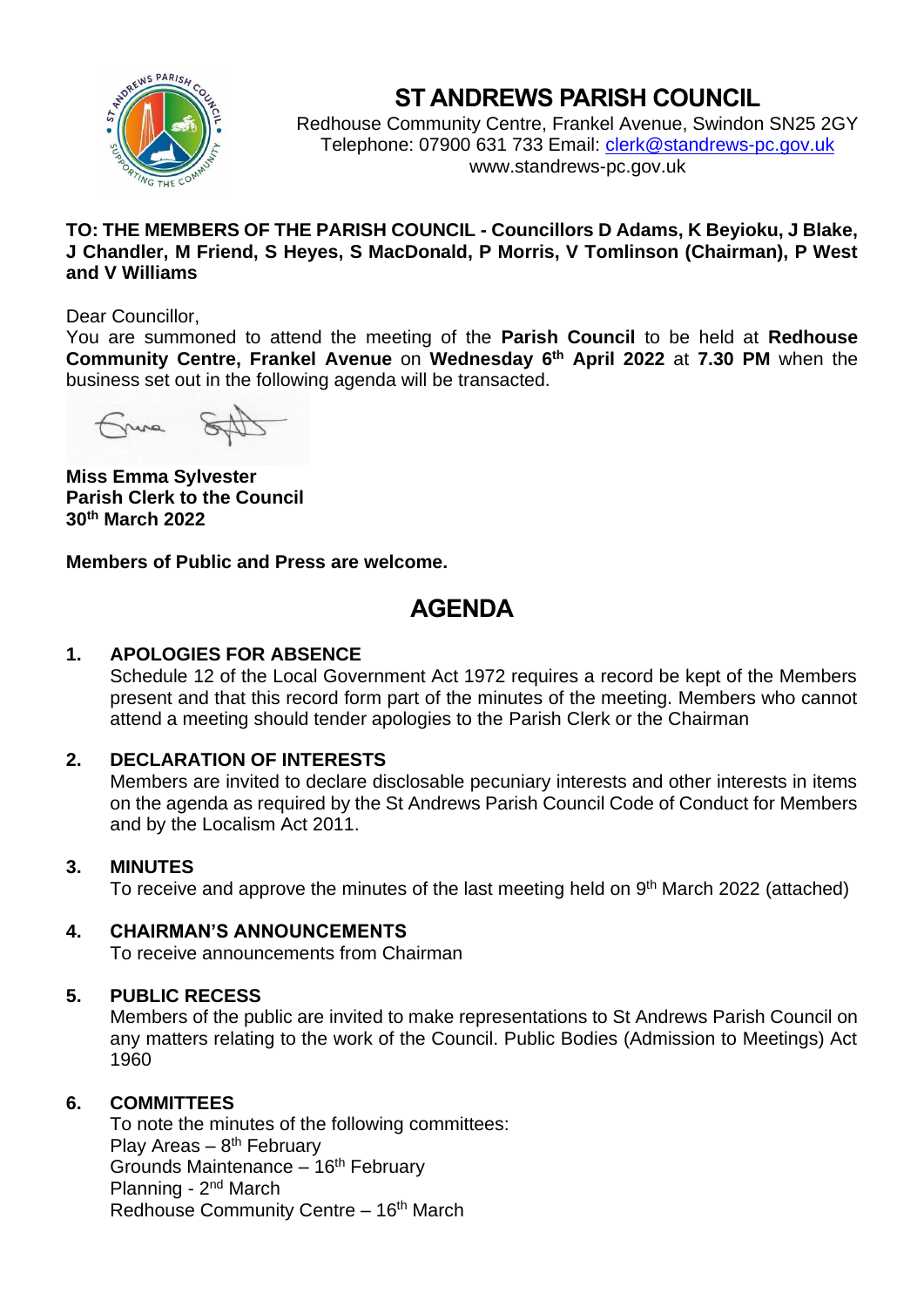# ST ANDREWS PARISH COUNCIL

Redhouse Community Centre, Frankel Avenue, Swindon SN25 2GY
Telephone: 07900 631 733 Email: clerk@standrews-pc.gov.uk
www.standrews-pc.gov.uk

**TO: THE MEMBERS OF THE PARISH COUNCIL - Councillors D Adams, K Beyioku, J Blake, J Chandler, M Friend, S Heyes, S MacDonald, P Morris, V Tomlinson (Chairman), P West and V Williams**

Dear Councillor,

You are summoned to attend the meeting of the **Parish Council** to be held at **Redhouse Community Centre, Frankel Avenue** on **Wednesday 6th April 2022** at **7.30 PM** when the business set out in the following agenda will be transacted.

**Miss Emma Sylvester**
**Parish Clerk to the Council**
**30th March 2022**

**Members of Public and Press are welcome.**

## AGENDA

**1. APOLOGIES FOR ABSENCE**

Schedule 12 of the Local Government Act 1972 requires a record be kept of the Members present and that this record form part of the minutes of the meeting. Members who cannot attend a meeting should tender apologies to the Parish Clerk or the Chairman

**2. DECLARATION OF INTERESTS**

Members are invited to declare disclosable pecuniary interests and other interests in items on the agenda as required by the St Andrews Parish Council Code of Conduct for Members and by the Localism Act 2011.

**3. MINUTES**

To receive and approve the minutes of the last meeting held on 9th March 2022 (attached)

**4. CHAIRMAN'S ANNOUNCEMENTS**

To receive announcements from Chairman

**5. PUBLIC RECESS**

Members of the public are invited to make representations to St Andrews Parish Council on any matters relating to the work of the Council. Public Bodies (Admission to Meetings) Act 1960

**6. COMMITTEES**

To note the minutes of the following committees:
Play Areas – 8th February
Grounds Maintenance – 16th February
Planning - 2nd March
Redhouse Community Centre – 16th March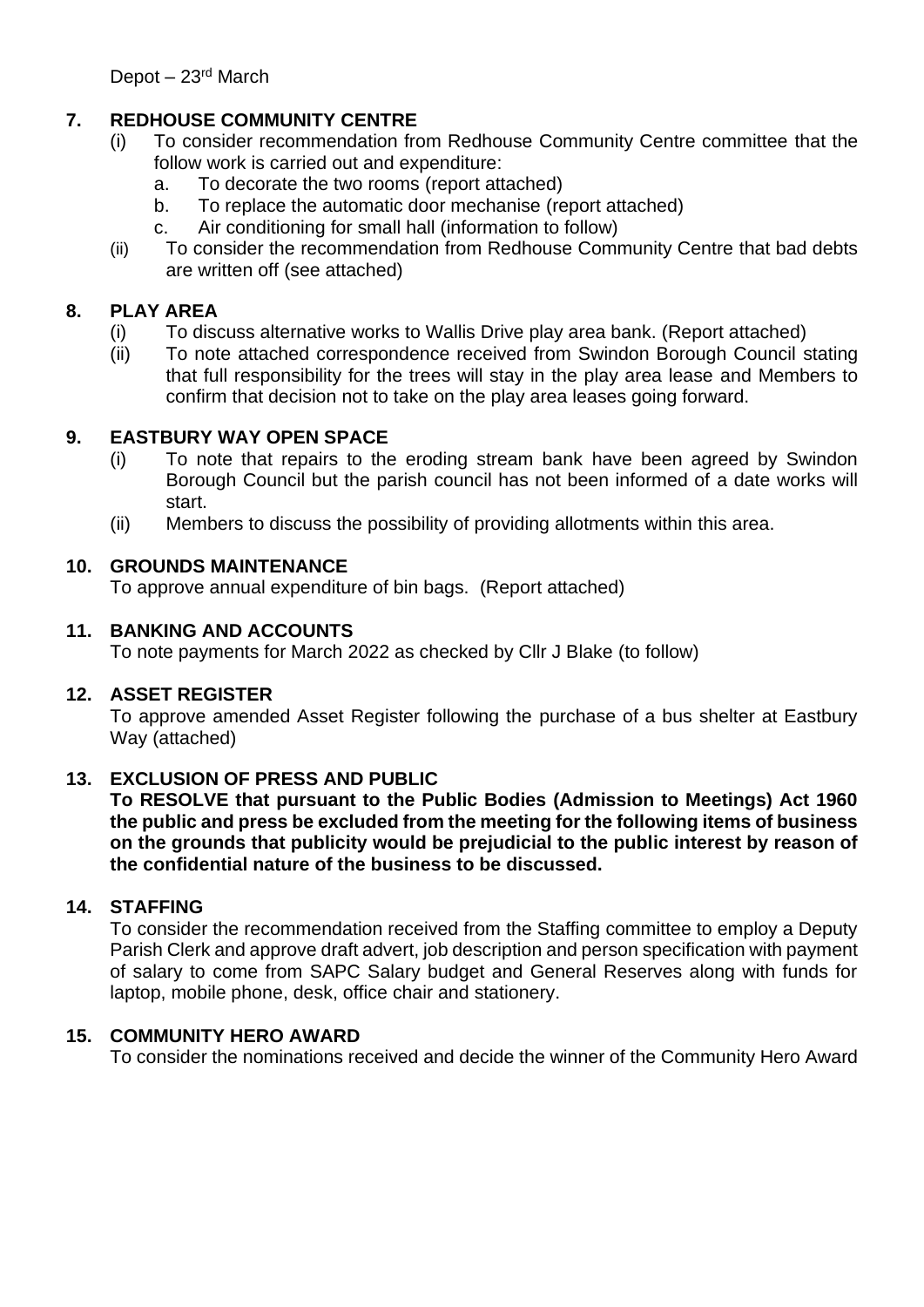Depot – 23rd March

## 7. REDHOUSE COMMUNITY CENTRE

(i) To consider recommendation from Redhouse Community Centre committee that the follow work is carried out and expenditure:

  a. To decorate the two rooms (report attached)

  b. To replace the automatic door mechanise (report attached)

  c. Air conditioning for small hall (information to follow)

(ii) To consider the recommendation from Redhouse Community Centre that bad debts are written off (see attached)

## 8. PLAY AREA

(i) To discuss alternative works to Wallis Drive play area bank. (Report attached)

(ii) To note attached correspondence received from Swindon Borough Council stating that full responsibility for the trees will stay in the play area lease and Members to confirm that decision not to take on the play area leases going forward.

## 9. EASTBURY WAY OPEN SPACE

(i) To note that repairs to the eroding stream bank have been agreed by Swindon Borough Council but the parish council has not been informed of a date works will start.

(ii) Members to discuss the possibility of providing allotments within this area.

## 10. GROUNDS MAINTENANCE

To approve annual expenditure of bin bags. (Report attached)

## 11. BANKING AND ACCOUNTS

To note payments for March 2022 as checked by Cllr J Blake (to follow)

## 12. ASSET REGISTER

To approve amended Asset Register following the purchase of a bus shelter at Eastbury Way (attached)

## 13. EXCLUSION OF PRESS AND PUBLIC

**To RESOLVE that pursuant to the Public Bodies (Admission to Meetings) Act 1960 the public and press be excluded from the meeting for the following items of business on the grounds that publicity would be prejudicial to the public interest by reason of the confidential nature of the business to be discussed.**

## 14. STAFFING

To consider the recommendation received from the Staffing committee to employ a Deputy Parish Clerk and approve draft advert, job description and person specification with payment of salary to come from SAPC Salary budget and General Reserves along with funds for laptop, mobile phone, desk, office chair and stationery.

## 15. COMMUNITY HERO AWARD

To consider the nominations received and decide the winner of the Community Hero Award